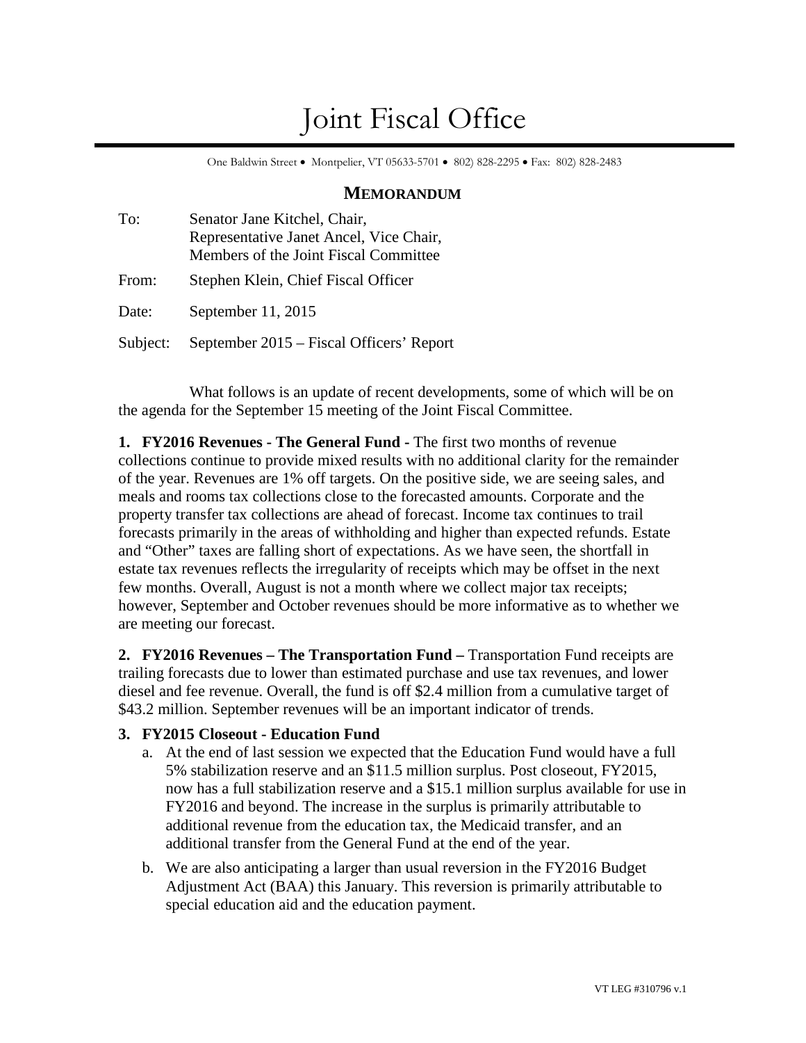# Joint Fiscal Office

One Baldwin Street • Montpelier, VT 05633-5701 • 802) 828-2295 • Fax: 802) 828-2483

## MEMORANDUM

To: Senator Jane Kitchel, Chair,
Representative Janet Ancel, Vice Chair,
Members of the Joint Fiscal Committee

From: Stephen Klein, Chief Fiscal Officer

Date: September 11, 2015

Subject: September 2015 – Fiscal Officers' Report

What follows is an update of recent developments, some of which will be on the agenda for the September 15 meeting of the Joint Fiscal Committee.

**1. FY2016 Revenues - The General Fund -** The first two months of revenue collections continue to provide mixed results with no additional clarity for the remainder of the year. Revenues are 1% off targets. On the positive side, we are seeing sales, and meals and rooms tax collections close to the forecasted amounts. Corporate and the property transfer tax collections are ahead of forecast. Income tax continues to trail forecasts primarily in the areas of withholding and higher than expected refunds. Estate and "Other" taxes are falling short of expectations. As we have seen, the shortfall in estate tax revenues reflects the irregularity of receipts which may be offset in the next few months. Overall, August is not a month where we collect major tax receipts; however, September and October revenues should be more informative as to whether we are meeting our forecast.

**2. FY2016 Revenues – The Transportation Fund –** Transportation Fund receipts are trailing forecasts due to lower than estimated purchase and use tax revenues, and lower diesel and fee revenue. Overall, the fund is off $2.4 million from a cumulative target of $43.2 million. September revenues will be an important indicator of trends.

**3. FY2015 Closeout - Education Fund**

a. At the end of last session we expected that the Education Fund would have a full 5% stabilization reserve and an $11.5 million surplus. Post closeout, FY2015, now has a full stabilization reserve and a $15.1 million surplus available for use in FY2016 and beyond. The increase in the surplus is primarily attributable to additional revenue from the education tax, the Medicaid transfer, and an additional transfer from the General Fund at the end of the year.

b. We are also anticipating a larger than usual reversion in the FY2016 Budget Adjustment Act (BAA) this January. This reversion is primarily attributable to special education aid and the education payment.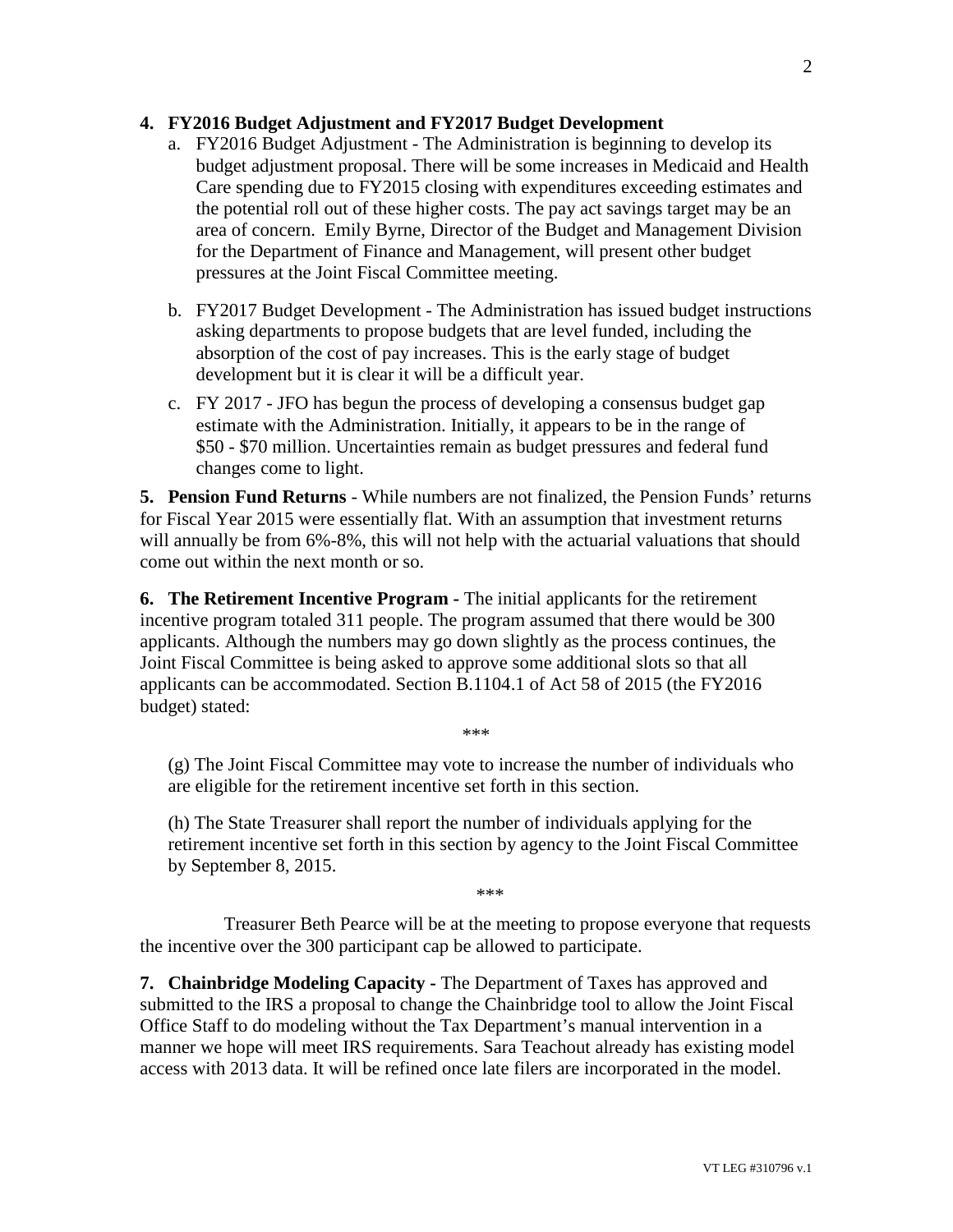**4. FY2016 Budget Adjustment and FY2017 Budget Development**

a. FY2016 Budget Adjustment - The Administration is beginning to develop its budget adjustment proposal. There will be some increases in Medicaid and Health Care spending due to FY2015 closing with expenditures exceeding estimates and the potential roll out of these higher costs. The pay act savings target may be an area of concern. Emily Byrne, Director of the Budget and Management Division for the Department of Finance and Management, will present other budget pressures at the Joint Fiscal Committee meeting.

b. FY2017 Budget Development - The Administration has issued budget instructions asking departments to propose budgets that are level funded, including the absorption of the cost of pay increases. This is the early stage of budget development but it is clear it will be a difficult year.

c. FY 2017 - JFO has begun the process of developing a consensus budget gap estimate with the Administration. Initially, it appears to be in the range of $50 - $70 million. Uncertainties remain as budget pressures and federal fund changes come to light.

**5. Pension Fund Returns** - While numbers are not finalized, the Pension Funds' returns for Fiscal Year 2015 were essentially flat. With an assumption that investment returns will annually be from 6%-8%, this will not help with the actuarial valuations that should come out within the next month or so.

**6. The Retirement Incentive Program -** The initial applicants for the retirement incentive program totaled 311 people. The program assumed that there would be 300 applicants. Although the numbers may go down slightly as the process continues, the Joint Fiscal Committee is being asked to approve some additional slots so that all applicants can be accommodated. Section B.1104.1 of Act 58 of 2015 (the FY2016 budget) stated:

\*\*\*

(g) The Joint Fiscal Committee may vote to increase the number of individuals who are eligible for the retirement incentive set forth in this section.

(h) The State Treasurer shall report the number of individuals applying for the retirement incentive set forth in this section by agency to the Joint Fiscal Committee by September 8, 2015.

\*\*\*

Treasurer Beth Pearce will be at the meeting to propose everyone that requests the incentive over the 300 participant cap be allowed to participate.

**7. Chainbridge Modeling Capacity -** The Department of Taxes has approved and submitted to the IRS a proposal to change the Chainbridge tool to allow the Joint Fiscal Office Staff to do modeling without the Tax Department's manual intervention in a manner we hope will meet IRS requirements. Sara Teachout already has existing model access with 2013 data. It will be refined once late filers are incorporated in the model.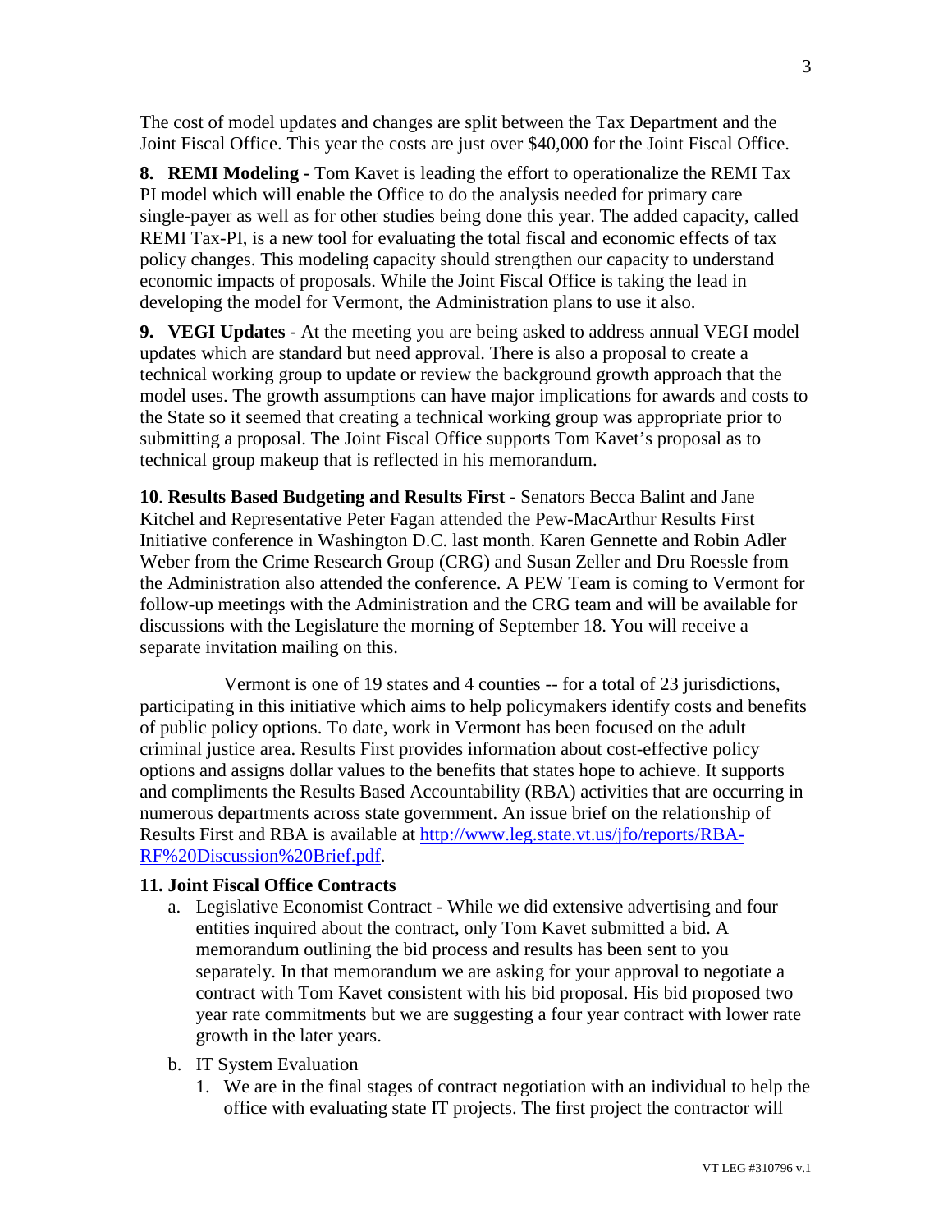The cost of model updates and changes are split between the Tax Department and the Joint Fiscal Office. This year the costs are just over $40,000 for the Joint Fiscal Office.

**8. REMI Modeling -** Tom Kavet is leading the effort to operationalize the REMI Tax PI model which will enable the Office to do the analysis needed for primary care single-payer as well as for other studies being done this year. The added capacity, called REMI Tax-PI, is a new tool for evaluating the total fiscal and economic effects of tax policy changes. This modeling capacity should strengthen our capacity to understand economic impacts of proposals. While the Joint Fiscal Office is taking the lead in developing the model for Vermont, the Administration plans to use it also.

**9. VEGI Updates** - At the meeting you are being asked to address annual VEGI model updates which are standard but need approval. There is also a proposal to create a technical working group to update or review the background growth approach that the model uses. The growth assumptions can have major implications for awards and costs to the State so it seemed that creating a technical working group was appropriate prior to submitting a proposal. The Joint Fiscal Office supports Tom Kavet's proposal as to technical group makeup that is reflected in his memorandum.

**10. Results Based Budgeting and Results First -** Senators Becca Balint and Jane Kitchel and Representative Peter Fagan attended the Pew-MacArthur Results First Initiative conference in Washington D.C. last month. Karen Gennette and Robin Adler Weber from the Crime Research Group (CRG) and Susan Zeller and Dru Roessle from the Administration also attended the conference. A PEW Team is coming to Vermont for follow-up meetings with the Administration and the CRG team and will be available for discussions with the Legislature the morning of September 18. You will receive a separate invitation mailing on this.

Vermont is one of 19 states and 4 counties -- for a total of 23 jurisdictions, participating in this initiative which aims to help policymakers identify costs and benefits of public policy options. To date, work in Vermont has been focused on the adult criminal justice area. Results First provides information about cost-effective policy options and assigns dollar values to the benefits that states hope to achieve. It supports and compliments the Results Based Accountability (RBA) activities that are occurring in numerous departments across state government. An issue brief on the relationship of Results First and RBA is available at [http://www.leg.state.vt.us/jfo/reports/RBA-RF%20Discussion%20Brief.pdf](http://www.leg.state.vt.us/jfo/reports/RBA-RF%20Discussion%20Brief.pdf).

**11. Joint Fiscal Office Contracts**

a. Legislative Economist Contract - While we did extensive advertising and four entities inquired about the contract, only Tom Kavet submitted a bid. A memorandum outlining the bid process and results has been sent to you separately. In that memorandum we are asking for your approval to negotiate a contract with Tom Kavet consistent with his bid proposal. His bid proposed two year rate commitments but we are suggesting a four year contract with lower rate growth in the later years.

b. IT System Evaluation

   1. We are in the final stages of contract negotiation with an individual to help the office with evaluating state IT projects. The first project the contractor will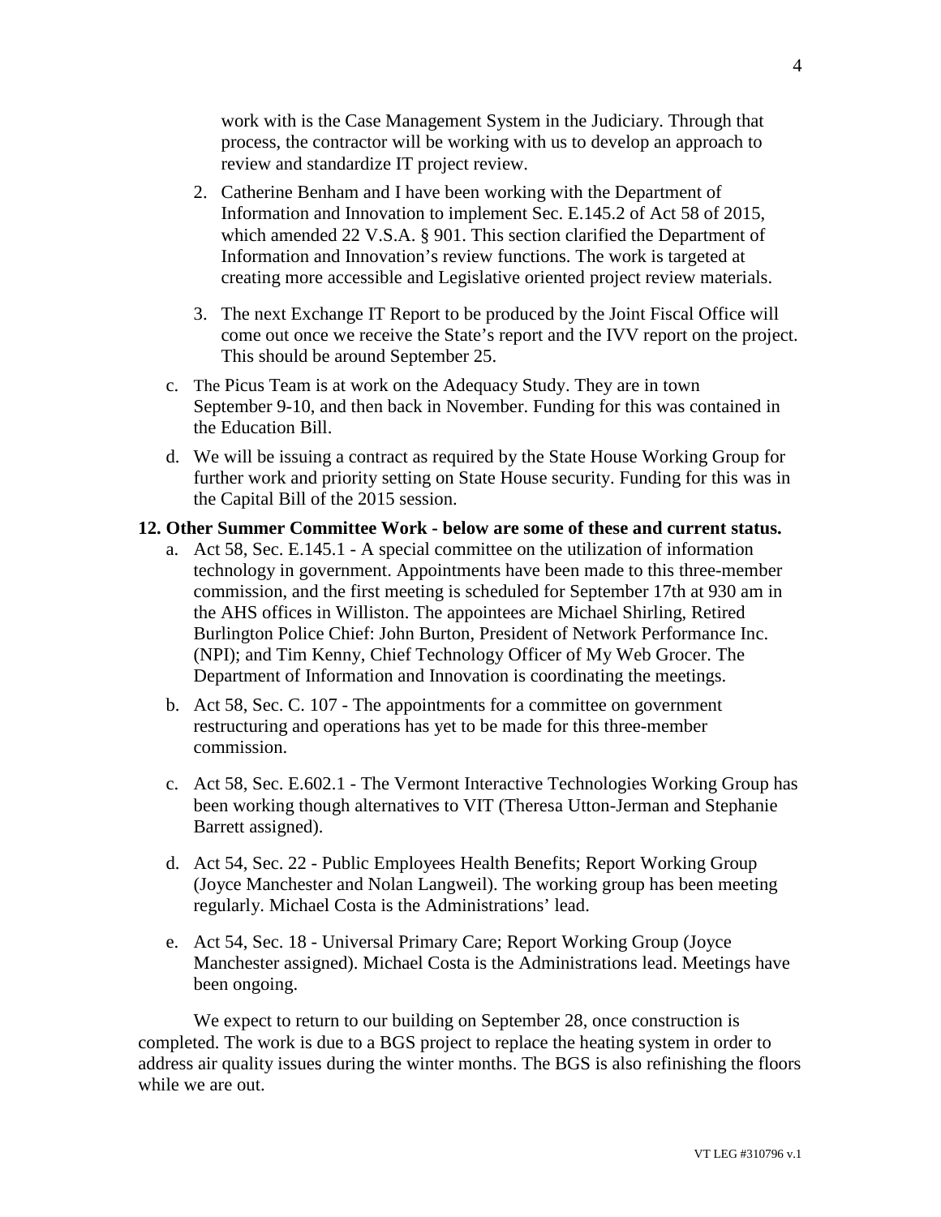work with is the Case Management System in the Judiciary. Through that process, the contractor will be working with us to develop an approach to review and standardize IT project review.

2. Catherine Benham and I have been working with the Department of Information and Innovation to implement Sec. E.145.2 of Act 58 of 2015, which amended 22 V.S.A. § 901. This section clarified the Department of Information and Innovation's review functions. The work is targeted at creating more accessible and Legislative oriented project review materials.

3. The next Exchange IT Report to be produced by the Joint Fiscal Office will come out once we receive the State's report and the IVV report on the project. This should be around September 25.

c. The Picus Team is at work on the Adequacy Study. They are in town September 9-10, and then back in November. Funding for this was contained in the Education Bill.

d. We will be issuing a contract as required by the State House Working Group for further work and priority setting on State House security. Funding for this was in the Capital Bill of the 2015 session.

**12. Other Summer Committee Work - below are some of these and current status.**

a. Act 58, Sec. E.145.1 - A special committee on the utilization of information technology in government. Appointments have been made to this three-member commission, and the first meeting is scheduled for September 17th at 930 am in the AHS offices in Williston. The appointees are Michael Shirling, Retired Burlington Police Chief: John Burton, President of Network Performance Inc. (NPI); and Tim Kenny, Chief Technology Officer of My Web Grocer. The Department of Information and Innovation is coordinating the meetings.

b. Act 58, Sec. C. 107 - The appointments for a committee on government restructuring and operations has yet to be made for this three-member commission.

c. Act 58, Sec. E.602.1 - The Vermont Interactive Technologies Working Group has been working though alternatives to VIT (Theresa Utton-Jerman and Stephanie Barrett assigned).

d. Act 54, Sec. 22 - Public Employees Health Benefits; Report Working Group (Joyce Manchester and Nolan Langweil). The working group has been meeting regularly. Michael Costa is the Administrations' lead.

e. Act 54, Sec. 18 - Universal Primary Care; Report Working Group (Joyce Manchester assigned). Michael Costa is the Administrations lead. Meetings have been ongoing.

We expect to return to our building on September 28, once construction is completed. The work is due to a BGS project to replace the heating system in order to address air quality issues during the winter months. The BGS is also refinishing the floors while we are out.

VT LEG #310796 v.1